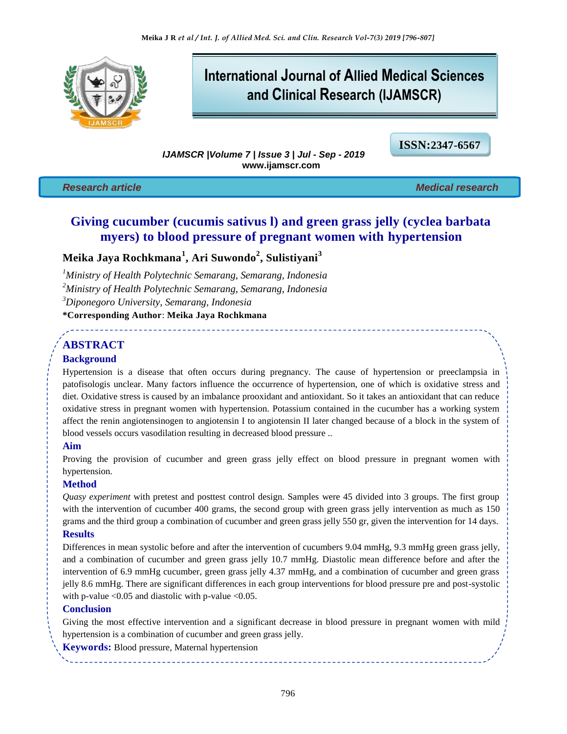# International Journal of Allied Medical Sciences and Clinical Research (IJAMSCR)

*IJAMSCR |Volume 7 | Issue 3 | Jul - Sep - 2019*
**www.ijamscr.com**

**ISSN:2347-6567**

*Research article* *Medical research*

## Giving cucumber (cucumis sativus l) and green grass jelly (cyclea barbata myers) to blood pressure of pregnant women with hypertension

**Meika Jaya Rochkmana[1], Ari Suwondo[2], Sulistiyani[3]**

[1]*Ministry of Health Polytechnic Semarang, Semarang, Indonesia*
[2]*Ministry of Health Polytechnic Semarang, Semarang, Indonesia*
[3]*Diponegoro University, Semarang, Indonesia*

**\*Corresponding Author**: **Meika Jaya Rochkmana**

## ABSTRACT

### Background

Hypertension is a disease that often occurs during pregnancy. The cause of hypertension or preeclampsia in patofisologis unclear. Many factors influence the occurrence of hypertension, one of which is oxidative stress and diet. Oxidative stress is caused by an imbalance prooxidant and antioxidant. So it takes an antioxidant that can reduce oxidative stress in pregnant women with hypertension. Potassium contained in the cucumber has a working system affect the renin angiotensinogen to angiotensin I to angiotensin II later changed because of a block in the system of blood vessels occurs vasodilation resulting in decreased blood pressure ..

### Aim

Proving the provision of cucumber and green grass jelly effect on blood pressure in pregnant women with hypertension.

### Method

*Quasy experiment* with pretest and posttest control design. Samples were 45 divided into 3 groups. The first group with the intervention of cucumber 400 grams, the second group with green grass jelly intervention as much as 150 grams and the third group a combination of cucumber and green grass jelly 550 gr, given the intervention for 14 days.

### Results

Differences in mean systolic before and after the intervention of cucumbers 9.04 mmHg, 9.3 mmHg green grass jelly, and a combination of cucumber and green grass jelly 10.7 mmHg. Diastolic mean difference before and after the intervention of 6.9 mmHg cucumber, green grass jelly 4.37 mmHg, and a combination of cucumber and green grass jelly 8.6 mmHg. There are significant differences in each group interventions for blood pressure pre and post-systolic with p-value <0.05 and diastolic with p-value <0.05.

### Conclusion

Giving the most effective intervention and a significant decrease in blood pressure in pregnant women with mild hypertension is a combination of cucumber and green grass jelly.

**Keywords:** Blood pressure, Maternal hypertension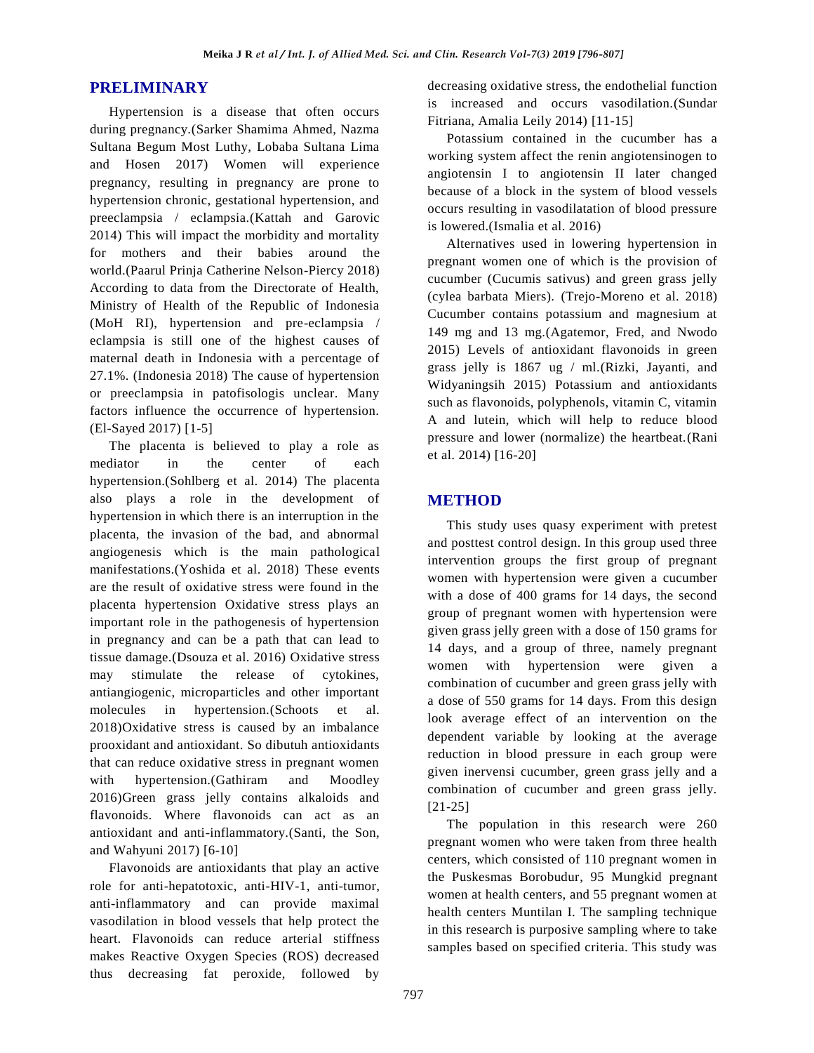## PRELIMINARY

Hypertension is a disease that often occurs during pregnancy.(Sarker Shamima Ahmed, Nazma Sultana Begum Most Luthy, Lobaba Sultana Lima and Hosen 2017) Women will experience pregnancy, resulting in pregnancy are prone to hypertension chronic, gestational hypertension, and preeclampsia / eclampsia.(Kattah and Garovic 2014) This will impact the morbidity and mortality for mothers and their babies around the world.(Paarul Prinja Catherine Nelson-Piercy 2018) According to data from the Directorate of Health, Ministry of Health of the Republic of Indonesia (MoH RI), hypertension and pre-eclampsia / eclampsia is still one of the highest causes of maternal death in Indonesia with a percentage of 27.1%. (Indonesia 2018) The cause of hypertension or preeclampsia in patofisologis unclear. Many factors influence the occurrence of hypertension. (El-Sayed 2017) [1-5]

The placenta is believed to play a role as mediator in the center of each hypertension.(Sohlberg et al. 2014) The placenta also plays a role in the development of hypertension in which there is an interruption in the placenta, the invasion of the bad, and abnormal angiogenesis which is the main pathological manifestations.(Yoshida et al. 2018) These events are the result of oxidative stress were found in the placenta hypertension Oxidative stress plays an important role in the pathogenesis of hypertension in pregnancy and can be a path that can lead to tissue damage.(Dsouza et al. 2016) Oxidative stress may stimulate the release of cytokines, antiangiogenic, microparticles and other important molecules in hypertension.(Schoots et al. 2018)Oxidative stress is caused by an imbalance prooxidant and antioxidant. So dibutuh antioxidants that can reduce oxidative stress in pregnant women with hypertension.(Gathiram and Moodley 2016)Green grass jelly contains alkaloids and flavonoids. Where flavonoids can act as an antioxidant and anti-inflammatory.(Santi, the Son, and Wahyuni 2017) [6-10]

Flavonoids are antioxidants that play an active role for anti-hepatotoxic, anti-HIV-1, anti-tumor, anti-inflammatory and can provide maximal vasodilation in blood vessels that help protect the heart. Flavonoids can reduce arterial stiffness makes Reactive Oxygen Species (ROS) decreased thus decreasing fat peroxide, followed by decreasing oxidative stress, the endothelial function is increased and occurs vasodilation.(Sundar Fitriana, Amalia Leily 2014) [11-15]

Potassium contained in the cucumber has a working system affect the renin angiotensinogen to angiotensin I to angiotensin II later changed because of a block in the system of blood vessels occurs resulting in vasodilatation of blood pressure is lowered.(Ismalia et al. 2016)

Alternatives used in lowering hypertension in pregnant women one of which is the provision of cucumber (Cucumis sativus) and green grass jelly (cylea barbata Miers). (Trejo-Moreno et al. 2018) Cucumber contains potassium and magnesium at 149 mg and 13 mg.(Agatemor, Fred, and Nwodo 2015) Levels of antioxidant flavonoids in green grass jelly is 1867 ug / ml.(Rizki, Jayanti, and Widyaningsih 2015) Potassium and antioxidants such as flavonoids, polyphenols, vitamin C, vitamin A and lutein, which will help to reduce blood pressure and lower (normalize) the heartbeat.(Rani et al. 2014) [16-20]

## METHOD

This study uses quasy experiment with pretest and posttest control design. In this group used three intervention groups the first group of pregnant women with hypertension were given a cucumber with a dose of 400 grams for 14 days, the second group of pregnant women with hypertension were given grass jelly green with a dose of 150 grams for 14 days, and a group of three, namely pregnant women with hypertension were given a combination of cucumber and green grass jelly with a dose of 550 grams for 14 days. From this design look average effect of an intervention on the dependent variable by looking at the average reduction in blood pressure in each group were given inervensi cucumber, green grass jelly and a combination of cucumber and green grass jelly. [21-25]

The population in this research were 260 pregnant women who were taken from three health centers, which consisted of 110 pregnant women in the Puskesmas Borobudur, 95 Mungkid pregnant women at health centers, and 55 pregnant women at health centers Muntilan I. The sampling technique in this research is purposive sampling where to take samples based on specified criteria. This study was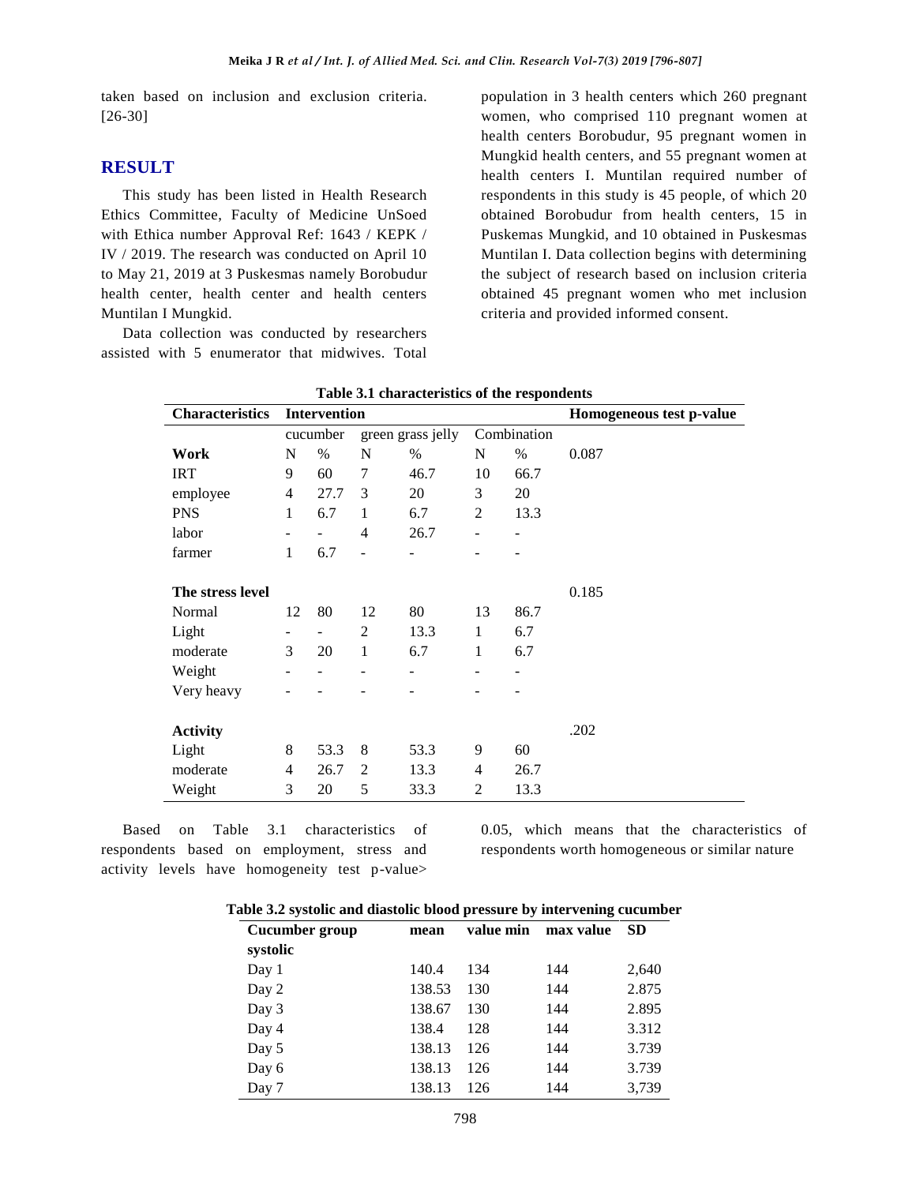taken based on inclusion and exclusion criteria. [26-30]

## RESULT

This study has been listed in Health Research Ethics Committee, Faculty of Medicine UnSoed with Ethica number Approval Ref: 1643 / KEPK / IV / 2019. The research was conducted on April 10 to May 21, 2019 at 3 Puskesmas namely Borobudur health center, health center and health centers Muntilan I Mungkid.

Data collection was conducted by researchers assisted with 5 enumerator that midwives. Total population in 3 health centers which 260 pregnant women, who comprised 110 pregnant women at health centers Borobudur, 95 pregnant women in Mungkid health centers, and 55 pregnant women at health centers I. Muntilan required number of respondents in this study is 45 people, of which 20 obtained Borobudur from health centers, 15 in Puskemas Mungkid, and 10 obtained in Puskesmas Muntilan I. Data collection begins with determining the subject of research based on inclusion criteria obtained 45 pregnant women who met inclusion criteria and provided informed consent.

**Table 3.1 characteristics of the respondents**

| Characteristics | Intervention | | | | | | Homogeneous test p-value |
|---|---|---|---|---|---|---|---|
| | cucumber | | green grass jelly | | Combination | | |
| **Work** | N | % | N | % | N | % | 0.087 |
| IRT | 9 | 60 | 7 | 46.7 | 10 | 66.7 | |
| employee | 4 | 27.7 | 3 | 20 | 3 | 20 | |
| PNS | 1 | 6.7 | 1 | 6.7 | 2 | 13.3 | |
| labor | - | - | 4 | 26.7 | - | - | |
| farmer | 1 | 6.7 | - | - | - | - | |
| **The stress level** | | | | | | | 0.185 |
| Normal | 12 | 80 | 12 | 80 | 13 | 86.7 | |
| Light | - | - | 2 | 13.3 | 1 | 6.7 | |
| moderate | 3 | 20 | 1 | 6.7 | 1 | 6.7 | |
| Weight | - | - | - | - | - | - | |
| Very heavy | - | - | - | - | - | - | |
| **Activity** | | | | | | | .202 |
| Light | 8 | 53.3 | 8 | 53.3 | 9 | 60 | |
| moderate | 4 | 26.7 | 2 | 13.3 | 4 | 26.7 | |
| Weight | 3 | 20 | 5 | 33.3 | 2 | 13.3 | |

Based on Table 3.1 characteristics of respondents based on employment, stress and activity levels have homogeneity test p-value> 0.05, which means that the characteristics of respondents worth homogeneous or similar nature

**Table 3.2 systolic and diastolic blood pressure by intervening cucumber**

| Cucumber group | mean | value min | max value | SD |
|---|---|---|---|---|
| **systolic** | | | | |
| Day 1 | 140.4 | 134 | 144 | 2,640 |
| Day 2 | 138.53 | 130 | 144 | 2.875 |
| Day 3 | 138.67 | 130 | 144 | 2.895 |
| Day 4 | 138.4 | 128 | 144 | 3.312 |
| Day 5 | 138.13 | 126 | 144 | 3.739 |
| Day 6 | 138.13 | 126 | 144 | 3.739 |
| Day 7 | 138.13 | 126 | 144 | 3,739 |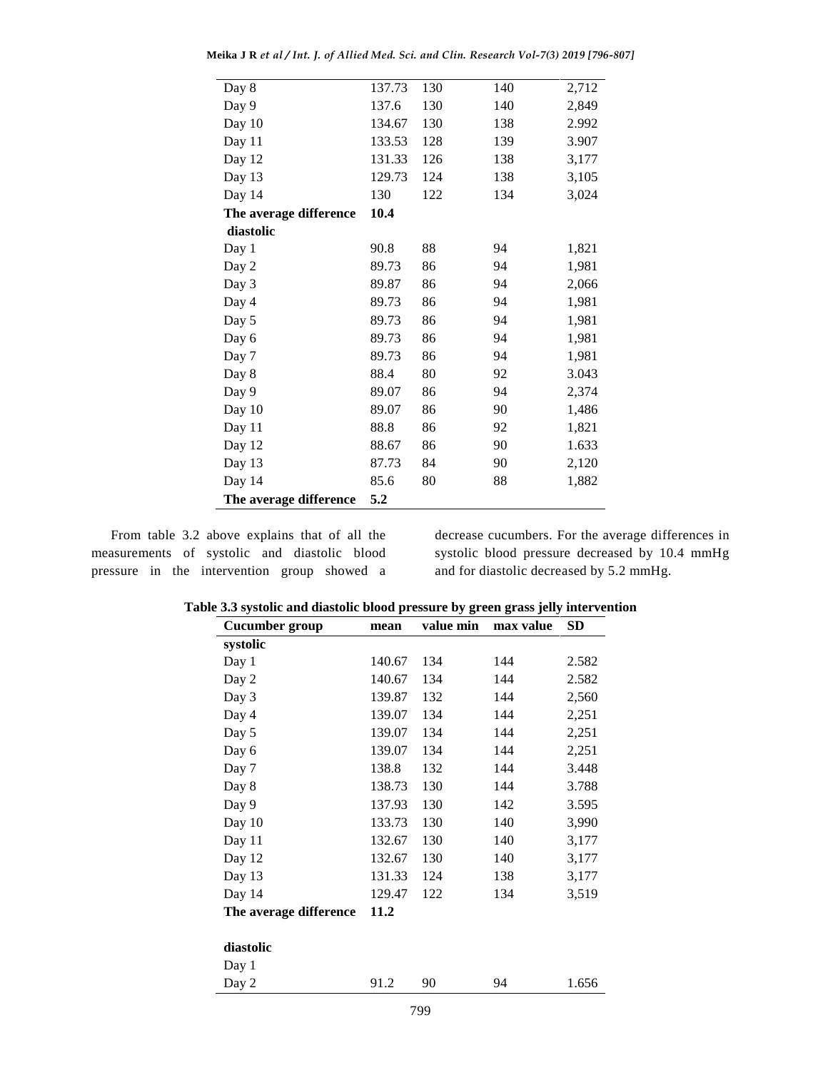| | | | | |
|---|---|---|---|---|
| Day 8 | 137.73 | 130 | 140 | 2,712 |
| Day 9 | 137.6 | 130 | 140 | 2,849 |
| Day 10 | 134.67 | 130 | 138 | 2.992 |
| Day 11 | 133.53 | 128 | 139 | 3.907 |
| Day 12 | 131.33 | 126 | 138 | 3,177 |
| Day 13 | 129.73 | 124 | 138 | 3,105 |
| Day 14 | 130 | 122 | 134 | 3,024 |
| **The average difference** | **10.4** | | | |
| **diastolic** | | | | |
| Day 1 | 90.8 | 88 | 94 | 1,821 |
| Day 2 | 89.73 | 86 | 94 | 1,981 |
| Day 3 | 89.87 | 86 | 94 | 2,066 |
| Day 4 | 89.73 | 86 | 94 | 1,981 |
| Day 5 | 89.73 | 86 | 94 | 1,981 |
| Day 6 | 89.73 | 86 | 94 | 1,981 |
| Day 7 | 89.73 | 86 | 94 | 1,981 |
| Day 8 | 88.4 | 80 | 92 | 3.043 |
| Day 9 | 89.07 | 86 | 94 | 2,374 |
| Day 10 | 89.07 | 86 | 90 | 1,486 |
| Day 11 | 88.8 | 86 | 92 | 1,821 |
| Day 12 | 88.67 | 86 | 90 | 1.633 |
| Day 13 | 87.73 | 84 | 90 | 2,120 |
| Day 14 | 85.6 | 80 | 88 | 1,882 |
| **The average difference** | **5.2** | | | |

From table 3.2 above explains that of all the measurements of systolic and diastolic blood pressure in the intervention group showed a decrease cucumbers. For the average differences in systolic blood pressure decreased by 10.4 mmHg and for diastolic decreased by 5.2 mmHg.

**Table 3.3 systolic and diastolic blood pressure by green grass jelly intervention**

| Cucumber group | mean | value min | max value | SD |
|---|---|---|---|---|
| **systolic** | | | | |
| Day 1 | 140.67 | 134 | 144 | 2.582 |
| Day 2 | 140.67 | 134 | 144 | 2.582 |
| Day 3 | 139.87 | 132 | 144 | 2,560 |
| Day 4 | 139.07 | 134 | 144 | 2,251 |
| Day 5 | 139.07 | 134 | 144 | 2,251 |
| Day 6 | 139.07 | 134 | 144 | 2,251 |
| Day 7 | 138.8 | 132 | 144 | 3.448 |
| Day 8 | 138.73 | 130 | 144 | 3.788 |
| Day 9 | 137.93 | 130 | 142 | 3.595 |
| Day 10 | 133.73 | 130 | 140 | 3,990 |
| Day 11 | 132.67 | 130 | 140 | 3,177 |
| Day 12 | 132.67 | 130 | 140 | 3,177 |
| Day 13 | 131.33 | 124 | 138 | 3,177 |
| Day 14 | 129.47 | 122 | 134 | 3,519 |
| **The average difference** | **11.2** | | | |
| **diastolic** | | | | |
| Day 1 | | | | |
| Day 2 | 91.2 | 90 | 94 | 1.656 |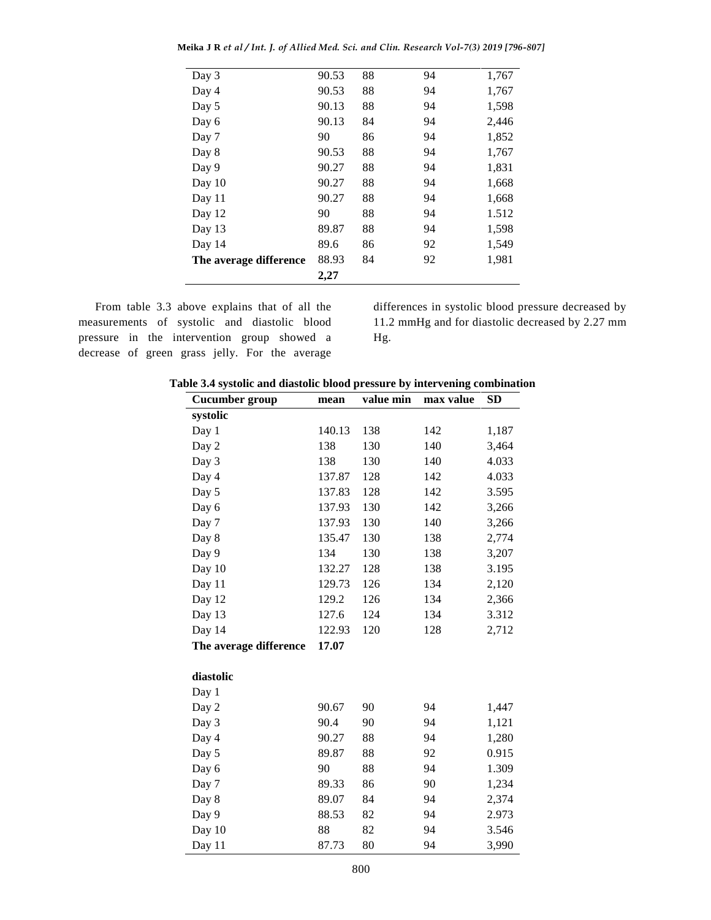| | | | | |
|---|---|---|---|---|
| Day 3 | 90.53 | 88 | 94 | 1,767 |
| Day 4 | 90.53 | 88 | 94 | 1,767 |
| Day 5 | 90.13 | 88 | 94 | 1,598 |
| Day 6 | 90.13 | 84 | 94 | 2,446 |
| Day 7 | 90 | 86 | 94 | 1,852 |
| Day 8 | 90.53 | 88 | 94 | 1,767 |
| Day 9 | 90.27 | 88 | 94 | 1,831 |
| Day 10 | 90.27 | 88 | 94 | 1,668 |
| Day 11 | 90.27 | 88 | 94 | 1,668 |
| Day 12 | 90 | 88 | 94 | 1.512 |
| Day 13 | 89.87 | 88 | 94 | 1,598 |
| Day 14 | 89.6 | 86 | 92 | 1,549 |
| **The average difference** | 88.93 | 84 | 92 | 1,981 |
| | **2,27** | | | |

From table 3.3 above explains that of all the measurements of systolic and diastolic blood pressure in the intervention group showed a decrease of green grass jelly. For the average differences in systolic blood pressure decreased by 11.2 mmHg and for diastolic decreased by 2.27 mm Hg.

**Table 3.4 systolic and diastolic blood pressure by intervening combination**

| **Cucumber group** | **mean** | **value min** | **max value** | **SD** |
|---|---|---|---|---|
| **systolic** | | | | |
| Day 1 | 140.13 | 138 | 142 | 1,187 |
| Day 2 | 138 | 130 | 140 | 3,464 |
| Day 3 | 138 | 130 | 140 | 4.033 |
| Day 4 | 137.87 | 128 | 142 | 4.033 |
| Day 5 | 137.83 | 128 | 142 | 3.595 |
| Day 6 | 137.93 | 130 | 142 | 3,266 |
| Day 7 | 137.93 | 130 | 140 | 3,266 |
| Day 8 | 135.47 | 130 | 138 | 2,774 |
| Day 9 | 134 | 130 | 138 | 3,207 |
| Day 10 | 132.27 | 128 | 138 | 3.195 |
| Day 11 | 129.73 | 126 | 134 | 2,120 |
| Day 12 | 129.2 | 126 | 134 | 2,366 |
| Day 13 | 127.6 | 124 | 134 | 3.312 |
| Day 14 | 122.93 | 120 | 128 | 2,712 |
| **The average difference** | **17.07** | | | |
| | | | | |
| **diastolic** | | | | |
| Day 1 | | | | |
| Day 2 | 90.67 | 90 | 94 | 1,447 |
| Day 3 | 90.4 | 90 | 94 | 1,121 |
| Day 4 | 90.27 | 88 | 94 | 1,280 |
| Day 5 | 89.87 | 88 | 92 | 0.915 |
| Day 6 | 90 | 88 | 94 | 1.309 |
| Day 7 | 89.33 | 86 | 90 | 1,234 |
| Day 8 | 89.07 | 84 | 94 | 2,374 |
| Day 9 | 88.53 | 82 | 94 | 2.973 |
| Day 10 | 88 | 82 | 94 | 3.546 |
| Day 11 | 87.73 | 80 | 94 | 3,990 |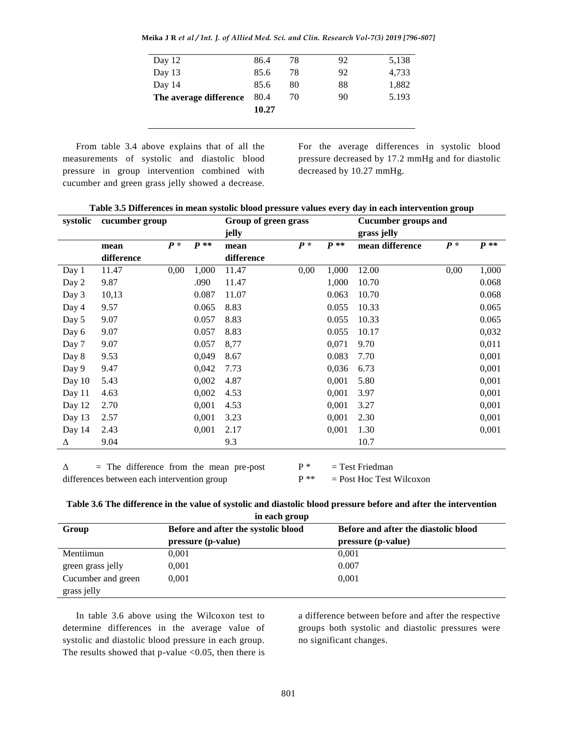| | | | | |
|---|---|---|---|---|
| Day 12 | 86.4 | 78 | 92 | 5,138 |
| Day 13 | 85.6 | 78 | 92 | 4,733 |
| Day 14 | 85.6 | 80 | 88 | 1,882 |
| **The average difference** | 80.4 **10.27** | 70 | 90 | 5.193 |

From table 3.4 above explains that of all the measurements of systolic and diastolic blood pressure in group intervention combined with cucumber and green grass jelly showed a decrease. For the average differences in systolic blood pressure decreased by 17.2 mmHg and for diastolic decreased by 10.27 mmHg.

**Table 3.5 Differences in mean systolic blood pressure values every day in each intervention group**

| systolic | cucumber group | | | Group of green grass jelly | | | Cucumber groups and grass jelly | | |
|---|---|---|---|---|---|---|---|---|---|
| | **mean difference** | ***P \**** | ***P \*\**** | **mean difference** | ***P \**** | ***P \*\**** | **mean difference** | ***P \**** | ***P \*\**** |
| Day 1 | 11.47 | 0,00 | 1,000 | 11.47 | 0,00 | 1,000 | 12.00 | 0,00 | 1,000 |
| Day 2 | 9.87 | | .090 | 11.47 | | 1,000 | 10.70 | | 0.068 |
| Day 3 | 10,13 | | 0.087 | 11.07 | | 0.063 | 10.70 | | 0.068 |
| Day 4 | 9.57 | | 0.065 | 8.83 | | 0.055 | 10.33 | | 0.065 |
| Day 5 | 9.07 | | 0.057 | 8.83 | | 0.055 | 10.33 | | 0.065 |
| Day 6 | 9.07 | | 0.057 | 8.83 | | 0.055 | 10.17 | | 0,032 |
| Day 7 | 9.07 | | 0.057 | 8,77 | | 0,071 | 9.70 | | 0,011 |
| Day 8 | 9.53 | | 0,049 | 8.67 | | 0.083 | 7.70 | | 0,001 |
| Day 9 | 9.47 | | 0,042 | 7.73 | | 0,036 | 6.73 | | 0,001 |
| Day 10 | 5.43 | | 0,002 | 4.87 | | 0,001 | 5.80 | | 0,001 |
| Day 11 | 4.63 | | 0,002 | 4.53 | | 0,001 | 3.97 | | 0,001 |
| Day 12 | 2.70 | | 0,001 | 4.53 | | 0,001 | 3.27 | | 0,001 |
| Day 13 | 2.57 | | 0,001 | 3.23 | | 0,001 | 2.30 | | 0,001 |
| Day 14 | 2.43 | | 0,001 | 2.17 | | 0,001 | 1.30 | | 0,001 |
| Δ | 9.04 | | | 9.3 | | | 10.7 | | |

Δ = The difference from the mean pre-post differences between each intervention group

P * = Test Friedman

P ** = Post Hoc Test Wilcoxon

**Table 3.6 The difference in the value of systolic and diastolic blood pressure before and after the intervention in each group**

| Group | Before and after the systolic blood pressure (p-value) | Before and after the diastolic blood pressure (p-value) |
|---|---|---|
| Mentiimun | 0,001 | 0,001 |
| green grass jelly | 0,001 | 0.007 |
| Cucumber and green grass jelly | 0,001 | 0,001 |

In table 3.6 above using the Wilcoxon test to determine differences in the average value of systolic and diastolic blood pressure in each group. The results showed that p-value <0.05, then there is a difference between before and after the respective groups both systolic and diastolic pressures were no significant changes.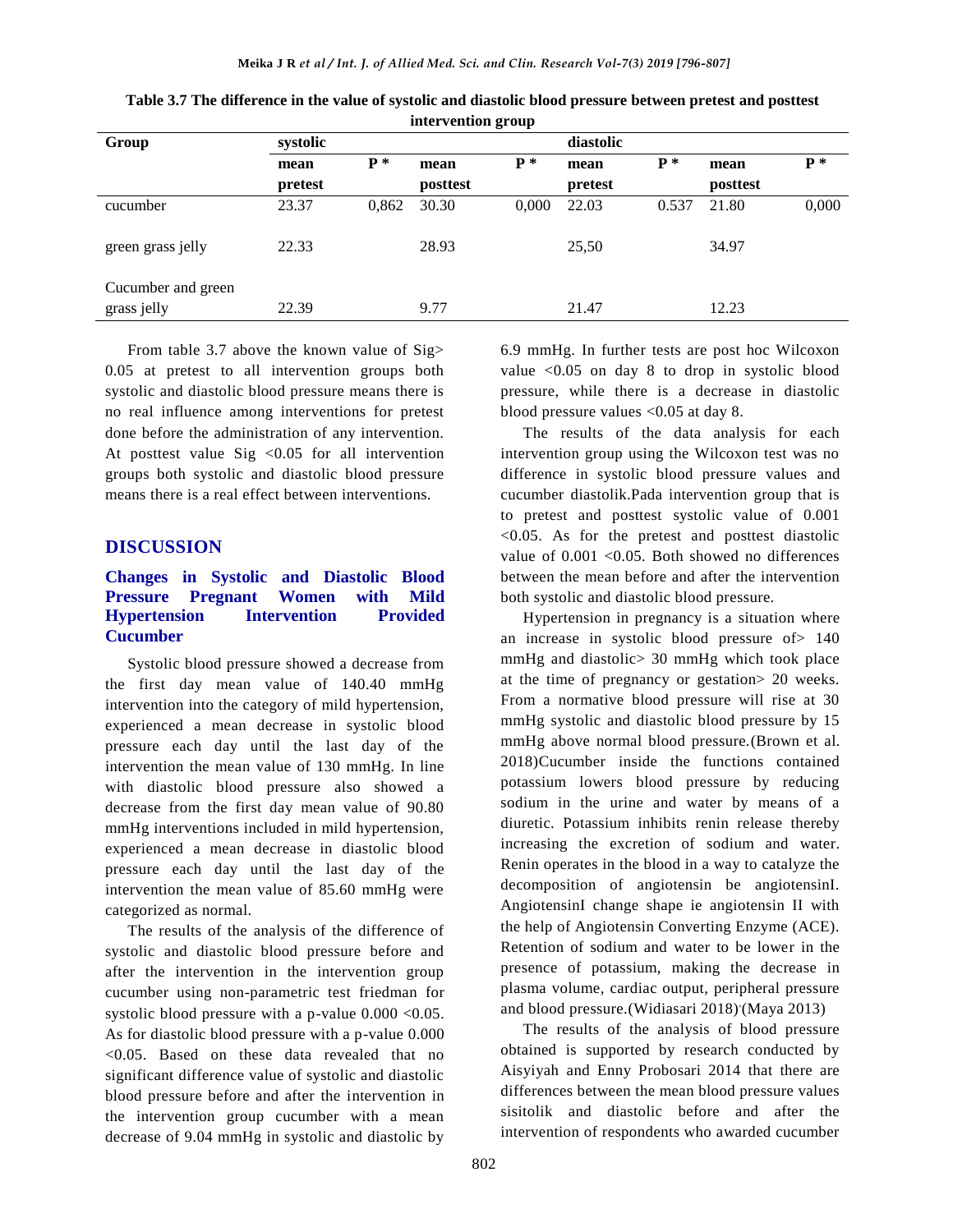**Table 3.7 The difference in the value of systolic and diastolic blood pressure between pretest and posttest intervention group**

| Group | systolic | | | | diastolic | | | |
|---|---|---|---|---|---|---|---|---|
| | mean pretest | P * | mean posttest | P * | mean pretest | P * | mean posttest | P * |
| cucumber | 23.37 | 0,862 | 30.30 | 0,000 | 22.03 | 0.537 | 21.80 | 0,000 |
| green grass jelly | 22.33 | | 28.93 | | 25,50 | | 34.97 | |
| Cucumber and green grass jelly | 22.39 | | 9.77 | | 21.47 | | 12.23 | |

From table 3.7 above the known value of Sig> 0.05 at pretest to all intervention groups both systolic and diastolic blood pressure means there is no real influence among interventions for pretest done before the administration of any intervention. At posttest value Sig <0.05 for all intervention groups both systolic and diastolic blood pressure means there is a real effect between interventions.

## DISCUSSION

### Changes in Systolic and Diastolic Blood Pressure Pregnant Women with Mild Hypertension Intervention Provided Cucumber

Systolic blood pressure showed a decrease from the first day mean value of 140.40 mmHg intervention into the category of mild hypertension, experienced a mean decrease in systolic blood pressure each day until the last day of the intervention the mean value of 130 mmHg. In line with diastolic blood pressure also showed a decrease from the first day mean value of 90.80 mmHg interventions included in mild hypertension, experienced a mean decrease in diastolic blood pressure each day until the last day of the intervention the mean value of 85.60 mmHg were categorized as normal.

The results of the analysis of the difference of systolic and diastolic blood pressure before and after the intervention in the intervention group cucumber using non-parametric test friedman for systolic blood pressure with a p-value 0.000 <0.05. As for diastolic blood pressure with a p-value 0.000 <0.05. Based on these data revealed that no significant difference value of systolic and diastolic blood pressure before and after the intervention in the intervention group cucumber with a mean decrease of 9.04 mmHg in systolic and diastolic by 6.9 mmHg. In further tests are post hoc Wilcoxon value <0.05 on day 8 to drop in systolic blood pressure, while there is a decrease in diastolic blood pressure values <0.05 at day 8.

The results of the data analysis for each intervention group using the Wilcoxon test was no difference in systolic blood pressure values and cucumber diastolik.Pada intervention group that is to pretest and posttest systolic value of 0.001 <0.05. As for the pretest and posttest diastolic value of 0.001 <0.05. Both showed no differences between the mean before and after the intervention both systolic and diastolic blood pressure.

Hypertension in pregnancy is a situation where an increase in systolic blood pressure of> 140 mmHg and diastolic> 30 mmHg which took place at the time of pregnancy or gestation> 20 weeks. From a normative blood pressure will rise at 30 mmHg systolic and diastolic blood pressure by 15 mmHg above normal blood pressure.(Brown et al. 2018)Cucumber inside the functions contained potassium lowers blood pressure by reducing sodium in the urine and water by means of a diuretic. Potassium inhibits renin release thereby increasing the excretion of sodium and water. Renin operates in the blood in a way to catalyze the decomposition of angiotensin be angiotensinI. AngiotensinI change shape ie angiotensin II with the help of Angiotensin Converting Enzyme (ACE). Retention of sodium and water to be lower in the presence of potassium, making the decrease in plasma volume, cardiac output, peripheral pressure and blood pressure.(Widiasari 2018).(Maya 2013)

The results of the analysis of blood pressure obtained is supported by research conducted by Aisyiyah and Enny Probosari 2014 that there are differences between the mean blood pressure values sisitolik and diastolic before and after the intervention of respondents who awarded cucumber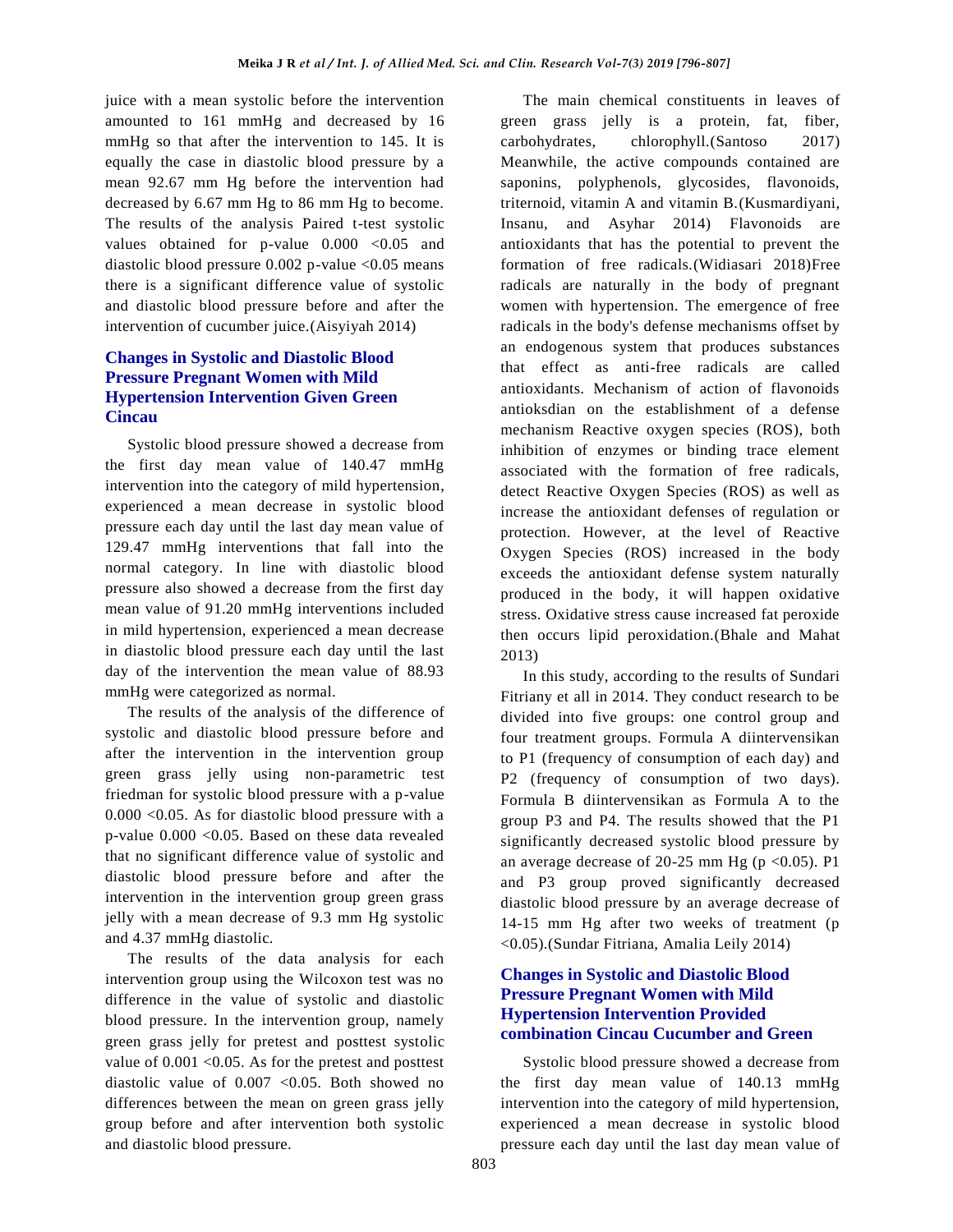juice with a mean systolic before the intervention amounted to 161 mmHg and decreased by 16 mmHg so that after the intervention to 145. It is equally the case in diastolic blood pressure by a mean 92.67 mm Hg before the intervention had decreased by 6.67 mm Hg to 86 mm Hg to become. The results of the analysis Paired t-test systolic values obtained for p-value 0.000 <0.05 and diastolic blood pressure 0.002 p-value <0.05 means there is a significant difference value of systolic and diastolic blood pressure before and after the intervention of cucumber juice.(Aisyiyah 2014)

## Changes in Systolic and Diastolic Blood Pressure Pregnant Women with Mild Hypertension Intervention Given Green Cincau

Systolic blood pressure showed a decrease from the first day mean value of 140.47 mmHg intervention into the category of mild hypertension, experienced a mean decrease in systolic blood pressure each day until the last day mean value of 129.47 mmHg interventions that fall into the normal category. In line with diastolic blood pressure also showed a decrease from the first day mean value of 91.20 mmHg interventions included in mild hypertension, experienced a mean decrease in diastolic blood pressure each day until the last day of the intervention the mean value of 88.93 mmHg were categorized as normal.

The results of the analysis of the difference of systolic and diastolic blood pressure before and after the intervention in the intervention group green grass jelly using non-parametric test friedman for systolic blood pressure with a p-value 0.000 <0.05. As for diastolic blood pressure with a p-value 0.000 <0.05. Based on these data revealed that no significant difference value of systolic and diastolic blood pressure before and after the intervention in the intervention group green grass jelly with a mean decrease of 9.3 mm Hg systolic and 4.37 mmHg diastolic.

The results of the data analysis for each intervention group using the Wilcoxon test was no difference in the value of systolic and diastolic blood pressure. In the intervention group, namely green grass jelly for pretest and posttest systolic value of 0.001 <0.05. As for the pretest and posttest diastolic value of 0.007 <0.05. Both showed no differences between the mean on green grass jelly group before and after intervention both systolic and diastolic blood pressure.

The main chemical constituents in leaves of green grass jelly is a protein, fat, fiber, carbohydrates, chlorophyll.(Santoso 2017) Meanwhile, the active compounds contained are saponins, polyphenols, glycosides, flavonoids, triternoid, vitamin A and vitamin B.(Kusmardiyani, Insanu, and Asyhar 2014) Flavonoids are antioxidants that has the potential to prevent the formation of free radicals.(Widiasari 2018)Free radicals are naturally in the body of pregnant women with hypertension. The emergence of free radicals in the body's defense mechanisms offset by an endogenous system that produces substances that effect as anti-free radicals are called antioxidants. Mechanism of action of flavonoids antioksdian on the establishment of a defense mechanism Reactive oxygen species (ROS), both inhibition of enzymes or binding trace element associated with the formation of free radicals, detect Reactive Oxygen Species (ROS) as well as increase the antioxidant defenses of regulation or protection. However, at the level of Reactive Oxygen Species (ROS) increased in the body exceeds the antioxidant defense system naturally produced in the body, it will happen oxidative stress. Oxidative stress cause increased fat peroxide then occurs lipid peroxidation.(Bhale and Mahat 2013)

In this study, according to the results of Sundari Fitriany et all in 2014. They conduct research to be divided into five groups: one control group and four treatment groups. Formula A diintervensikan to P1 (frequency of consumption of each day) and P2 (frequency of consumption of two days). Formula B diintervensikan as Formula A to the group P3 and P4. The results showed that the P1 significantly decreased systolic blood pressure by an average decrease of 20-25 mm Hg ($p < 0.05$). P1 and P3 group proved significantly decreased diastolic blood pressure by an average decrease of 14-15 mm Hg after two weeks of treatment ($p < 0.05$).(Sundar Fitriana, Amalia Leily 2014)

## Changes in Systolic and Diastolic Blood Pressure Pregnant Women with Mild Hypertension Intervention Provided combination Cincau Cucumber and Green

Systolic blood pressure showed a decrease from the first day mean value of 140.13 mmHg intervention into the category of mild hypertension, experienced a mean decrease in systolic blood pressure each day until the last day mean value of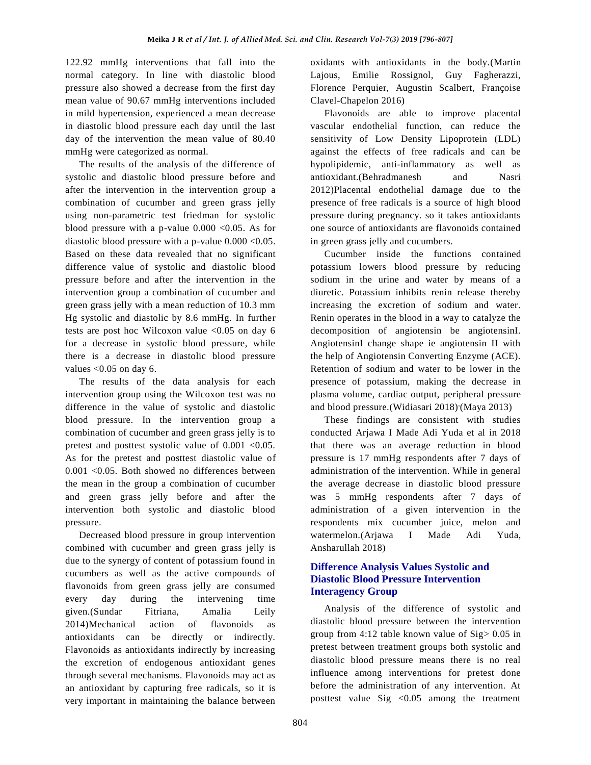122.92 mmHg interventions that fall into the normal category. In line with diastolic blood pressure also showed a decrease from the first day mean value of 90.67 mmHg interventions included in mild hypertension, experienced a mean decrease in diastolic blood pressure each day until the last day of the intervention the mean value of 80.40 mmHg were categorized as normal.

The results of the analysis of the difference of systolic and diastolic blood pressure before and after the intervention in the intervention group a combination of cucumber and green grass jelly using non-parametric test friedman for systolic blood pressure with a p-value 0.000 <0.05. As for diastolic blood pressure with a p-value 0.000 <0.05. Based on these data revealed that no significant difference value of systolic and diastolic blood pressure before and after the intervention in the intervention group a combination of cucumber and green grass jelly with a mean reduction of 10.3 mm Hg systolic and diastolic by 8.6 mmHg. In further tests are post hoc Wilcoxon value <0.05 on day 6 for a decrease in systolic blood pressure, while there is a decrease in diastolic blood pressure values <0.05 on day 6.

The results of the data analysis for each intervention group using the Wilcoxon test was no difference in the value of systolic and diastolic blood pressure. In the intervention group a combination of cucumber and green grass jelly is to pretest and posttest systolic value of 0.001 <0.05. As for the pretest and posttest diastolic value of 0.001 <0.05. Both showed no differences between the mean in the group a combination of cucumber and green grass jelly before and after the intervention both systolic and diastolic blood pressure.

Decreased blood pressure in group intervention combined with cucumber and green grass jelly is due to the synergy of content of potassium found in cucumbers as well as the active compounds of flavonoids from green grass jelly are consumed every day during the intervening time given.(Sundar Fitriana, Amalia Leily 2014)Mechanical action of flavonoids as antioxidants can be directly or indirectly. Flavonoids as antioxidants indirectly by increasing the excretion of endogenous antioxidant genes through several mechanisms. Flavonoids may act as an antioxidant by capturing free radicals, so it is very important in maintaining the balance between oxidants with antioxidants in the body.(Martin Lajous, Emilie Rossignol, Guy Fagherazzi, Florence Perquier, Augustin Scalbert, Françoise Clavel-Chapelon 2016)

Flavonoids are able to improve placental vascular endothelial function, can reduce the sensitivity of Low Density Lipoprotein (LDL) against the effects of free radicals and can be hypolipidemic, anti-inflammatory as well as antioxidant.(Behradmanesh and Nasri 2012)Placental endothelial damage due to the presence of free radicals is a source of high blood pressure during pregnancy. so it takes antioxidants one source of antioxidants are flavonoids contained in green grass jelly and cucumbers.

Cucumber inside the functions contained potassium lowers blood pressure by reducing sodium in the urine and water by means of a diuretic. Potassium inhibits renin release thereby increasing the excretion of sodium and water. Renin operates in the blood in a way to catalyze the decomposition of angiotensin be angiotensinI. AngiotensinI change shape ie angiotensin II with the help of Angiotensin Converting Enzyme (ACE). Retention of sodium and water to be lower in the presence of potassium, making the decrease in plasma volume, cardiac output, peripheral pressure and blood pressure.(Widiasari 2018),(Maya 2013)

These findings are consistent with studies conducted Arjawa I Made Adi Yuda et al in 2018 that there was an average reduction in blood pressure is 17 mmHg respondents after 7 days of administration of the intervention. While in general the average decrease in diastolic blood pressure was 5 mmHg respondents after 7 days of administration of a given intervention in the respondents mix cucumber juice, melon and watermelon.(Arjawa I Made Adi Yuda, Ansharullah 2018)

### Difference Analysis Values Systolic and Diastolic Blood Pressure Intervention Interagency Group

Analysis of the difference of systolic and diastolic blood pressure between the intervention group from 4:12 table known value of Sig> 0.05 in pretest between treatment groups both systolic and diastolic blood pressure means there is no real influence among interventions for pretest done before the administration of any intervention. At posttest value Sig <0.05 among the treatment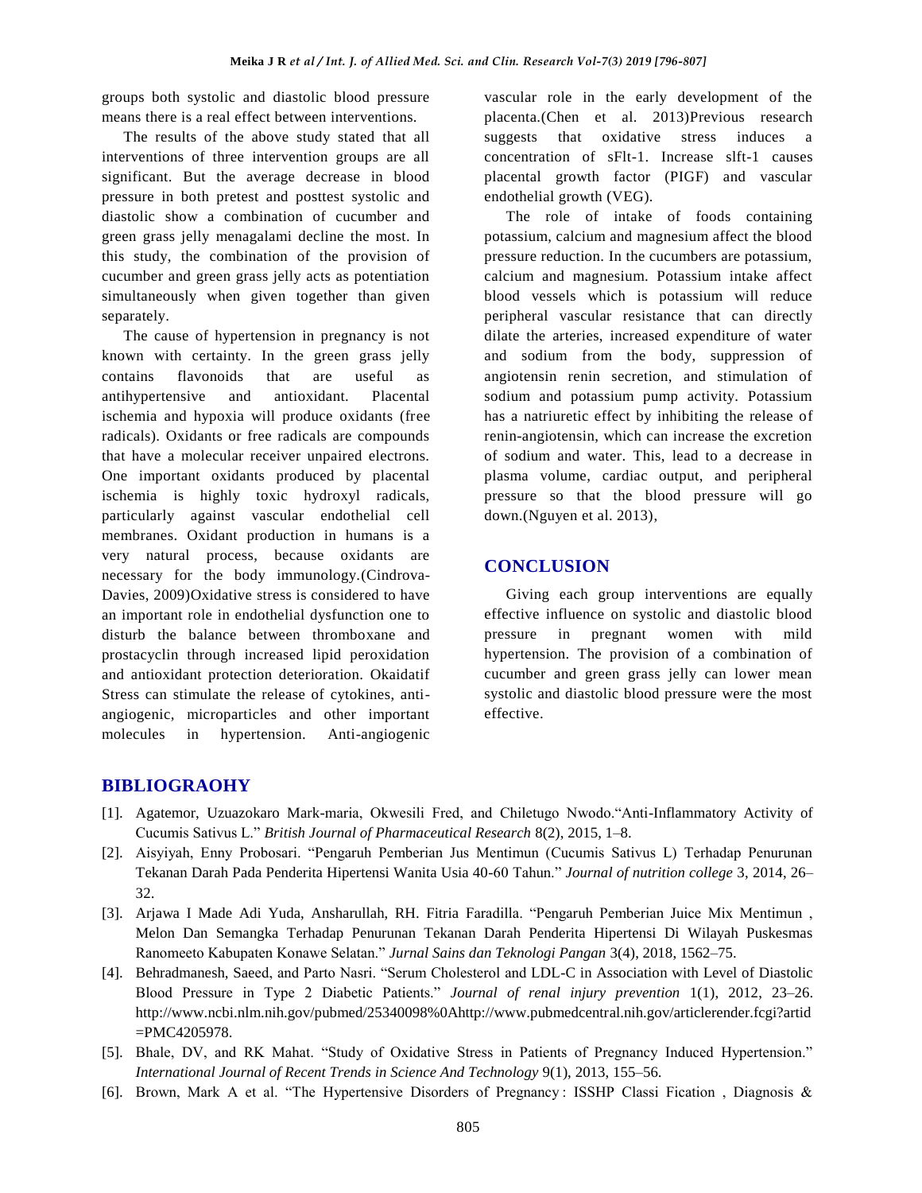groups both systolic and diastolic blood pressure means there is a real effect between interventions.

The results of the above study stated that all interventions of three intervention groups are all significant. But the average decrease in blood pressure in both pretest and posttest systolic and diastolic show a combination of cucumber and green grass jelly menagalami decline the most. In this study, the combination of the provision of cucumber and green grass jelly acts as potentiation simultaneously when given together than given separately.

The cause of hypertension in pregnancy is not known with certainty. In the green grass jelly contains flavonoids that are useful as antihypertensive and antioxidant. Placental ischemia and hypoxia will produce oxidants (free radicals). Oxidants or free radicals are compounds that have a molecular receiver unpaired electrons. One important oxidants produced by placental ischemia is highly toxic hydroxyl radicals, particularly against vascular endothelial cell membranes. Oxidant production in humans is a very natural process, because oxidants are necessary for the body immunology.(Cindrova-Davies, 2009)Oxidative stress is considered to have an important role in endothelial dysfunction one to disturb the balance between thromboxane and prostacyclin through increased lipid peroxidation and antioxidant protection deterioration. Okaidatif Stress can stimulate the release of cytokines, anti-angiogenic, microparticles and other important molecules in hypertension. Anti-angiogenic vascular role in the early development of the placenta.(Chen et al. 2013)Previous research suggests that oxidative stress induces a concentration of sFlt-1. Increase slft-1 causes placental growth factor (PIGF) and vascular endothelial growth (VEG).

The role of intake of foods containing potassium, calcium and magnesium affect the blood pressure reduction. In the cucumbers are potassium, calcium and magnesium. Potassium intake affect blood vessels which is potassium will reduce peripheral vascular resistance that can directly dilate the arteries, increased expenditure of water and sodium from the body, suppression of angiotensin renin secretion, and stimulation of sodium and potassium pump activity. Potassium has a natriuretic effect by inhibiting the release of renin-angiotensin, which can increase the excretion of sodium and water. This, lead to a decrease in plasma volume, cardiac output, and peripheral pressure so that the blood pressure will go down.(Nguyen et al. 2013),

## CONCLUSION

Giving each group interventions are equally effective influence on systolic and diastolic blood pressure in pregnant women with mild hypertension. The provision of a combination of cucumber and green grass jelly can lower mean systolic and diastolic blood pressure were the most effective.

## BIBLIOGRAOHY

[1]. Agatemor, Uzuazokaro Mark-maria, Okwesili Fred, and Chiletugo Nwodo."Anti-Inflammatory Activity of Cucumis Sativus L." *British Journal of Pharmaceutical Research* 8(2), 2015, 1–8.

[2]. Aisyiyah, Enny Probosari. "Pengaruh Pemberian Jus Mentimun (Cucumis Sativus L) Terhadap Penurunan Tekanan Darah Pada Penderita Hipertensi Wanita Usia 40-60 Tahun." *Journal of nutrition college* 3, 2014, 26–32.

[3]. Arjawa I Made Adi Yuda, Ansharullah, RH. Fitria Faradilla. "Pengaruh Pemberian Juice Mix Mentimun , Melon Dan Semangka Terhadap Penurunan Tekanan Darah Penderita Hipertensi Di Wilayah Puskesmas Ranomeeto Kabupaten Konawe Selatan." *Jurnal Sains dan Teknologi Pangan* 3(4), 2018, 1562–75.

[4]. Behradmanesh, Saeed, and Parto Nasri. "Serum Cholesterol and LDL-C in Association with Level of Diastolic Blood Pressure in Type 2 Diabetic Patients." *Journal of renal injury prevention* 1(1), 2012, 23–26. http://www.ncbi.nlm.nih.gov/pubmed/25340098%0Ahttp://www.pubmedcentral.nih.gov/articlerender.fcgi?artid=PMC4205978.

[5]. Bhale, DV, and RK Mahat. "Study of Oxidative Stress in Patients of Pregnancy Induced Hypertension." *International Journal of Recent Trends in Science And Technology* 9(1), 2013, 155–56.

[6]. Brown, Mark A et al. "The Hypertensive Disorders of Pregnancy : ISSHP Classi Fication , Diagnosis &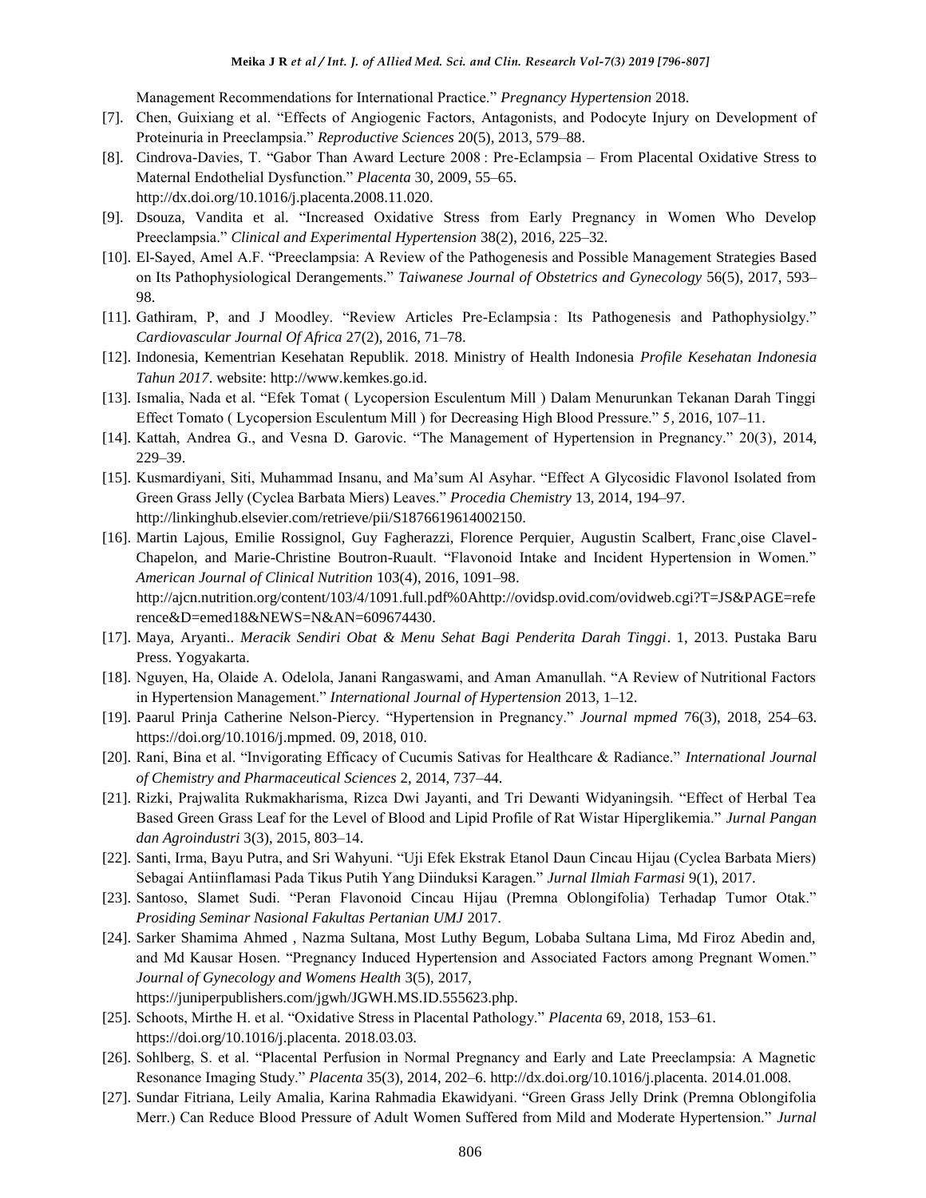Management Recommendations for International Practice." *Pregnancy Hypertension* 2018.

[7]. Chen, Guixiang et al. "Effects of Angiogenic Factors, Antagonists, and Podocyte Injury on Development of Proteinuria in Preeclampsia." *Reproductive Sciences* 20(5), 2013, 579–88.

[8]. Cindrova-Davies, T. "Gabor Than Award Lecture 2008 : Pre-Eclampsia – From Placental Oxidative Stress to Maternal Endothelial Dysfunction." *Placenta* 30, 2009, 55–65. http://dx.doi.org/10.1016/j.placenta.2008.11.020.

[9]. Dsouza, Vandita et al. "Increased Oxidative Stress from Early Pregnancy in Women Who Develop Preeclampsia." *Clinical and Experimental Hypertension* 38(2), 2016, 225–32.

[10]. El-Sayed, Amel A.F. "Preeclampsia: A Review of the Pathogenesis and Possible Management Strategies Based on Its Pathophysiological Derangements." *Taiwanese Journal of Obstetrics and Gynecology* 56(5), 2017, 593–98.

[11]. Gathiram, P, and J Moodley. "Review Articles Pre-Eclampsia : Its Pathogenesis and Pathophysiolgy." *Cardiovascular Journal Of Africa* 27(2), 2016, 71–78.

[12]. Indonesia, Kementrian Kesehatan Republik. 2018. Ministry of Health Indonesia *Profile Kesehatan Indonesia Tahun 2017*. website: http://www.kemkes.go.id.

[13]. Ismalia, Nada et al. "Efek Tomat ( Lycopersion Esculentum Mill ) Dalam Menurunkan Tekanan Darah Tinggi Effect Tomato ( Lycopersion Esculentum Mill ) for Decreasing High Blood Pressure." 5, 2016, 107–11.

[14]. Kattah, Andrea G., and Vesna D. Garovic. "The Management of Hypertension in Pregnancy." 20(3), 2014, 229–39.

[15]. Kusmardiyani, Siti, Muhammad Insanu, and Ma'sum Al Asyhar. "Effect A Glycosidic Flavonol Isolated from Green Grass Jelly (Cyclea Barbata Miers) Leaves." *Procedia Chemistry* 13, 2014, 194–97. http://linkinghub.elsevier.com/retrieve/pii/S1876619614002150.

[16]. Martin Lajous, Emilie Rossignol, Guy Fagherazzi, Florence Perquier, Augustin Scalbert, Franc¸oise Clavel-Chapelon, and Marie-Christine Boutron-Ruault. "Flavonoid Intake and Incident Hypertension in Women." *American Journal of Clinical Nutrition* 103(4), 2016, 1091–98. http://ajcn.nutrition.org/content/103/4/1091.full.pdf%0Ahttp://ovidsp.ovid.com/ovidweb.cgi?T=JS&PAGE=reference&D=emed18&NEWS=N&AN=609674430.

[17]. Maya, Aryanti.. *Meracik Sendiri Obat & Menu Sehat Bagi Penderita Darah Tinggi*. 1, 2013. Pustaka Baru Press. Yogyakarta.

[18]. Nguyen, Ha, Olaide A. Odelola, Janani Rangaswami, and Aman Amanullah. "A Review of Nutritional Factors in Hypertension Management." *International Journal of Hypertension* 2013, 1–12.

[19]. Paarul Prinja Catherine Nelson-Piercy. "Hypertension in Pregnancy." *Journal mpmed* 76(3), 2018, 254–63. https://doi.org/10.1016/j.mpmed. 09, 2018, 010.

[20]. Rani, Bina et al. "Invigorating Efficacy of Cucumis Sativas for Healthcare & Radiance." *International Journal of Chemistry and Pharmaceutical Sciences* 2, 2014, 737–44.

[21]. Rizki, Prajwalita Rukmakharisma, Rizca Dwi Jayanti, and Tri Dewanti Widyaningsih. "Effect of Herbal Tea Based Green Grass Leaf for the Level of Blood and Lipid Profile of Rat Wistar Hiperglikemia." *Jurnal Pangan dan Agroindustri* 3(3), 2015, 803–14.

[22]. Santi, Irma, Bayu Putra, and Sri Wahyuni. "Uji Efek Ekstrak Etanol Daun Cincau Hijau (Cyclea Barbata Miers) Sebagai Antiinflamasi Pada Tikus Putih Yang Diinduksi Karagen." *Jurnal Ilmiah Farmasi* 9(1), 2017.

[23]. Santoso, Slamet Sudi. "Peran Flavonoid Cincau Hijau (Premna Oblongifolia) Terhadap Tumor Otak." *Prosiding Seminar Nasional Fakultas Pertanian UMJ* 2017.

[24]. Sarker Shamima Ahmed , Nazma Sultana, Most Luthy Begum, Lobaba Sultana Lima, Md Firoz Abedin and, and Md Kausar Hosen. "Pregnancy Induced Hypertension and Associated Factors among Pregnant Women." *Journal of Gynecology and Womens Health* 3(5), 2017, https://juniperpublishers.com/jgwh/JGWH.MS.ID.555623.php.

[25]. Schoots, Mirthe H. et al. "Oxidative Stress in Placental Pathology." *Placenta* 69, 2018, 153–61. https://doi.org/10.1016/j.placenta. 2018.03.03.

[26]. Sohlberg, S. et al. "Placental Perfusion in Normal Pregnancy and Early and Late Preeclampsia: A Magnetic Resonance Imaging Study." *Placenta* 35(3), 2014, 202–6. http://dx.doi.org/10.1016/j.placenta. 2014.01.008.

[27]. Sundar Fitriana, Leily Amalia, Karina Rahmadia Ekawidyani. "Green Grass Jelly Drink (Premna Oblongifolia Merr.) Can Reduce Blood Pressure of Adult Women Suffered from Mild and Moderate Hypertension." *Jurnal*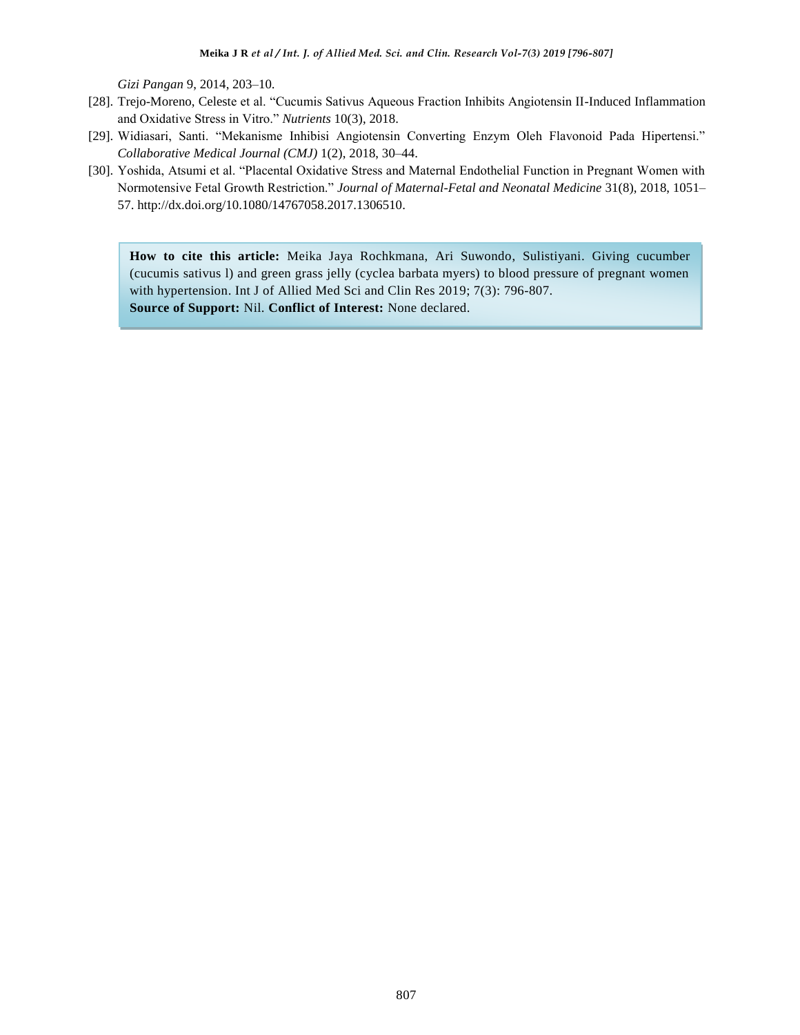*Gizi Pangan* 9, 2014, 203–10.

[28]. Trejo-Moreno, Celeste et al. "Cucumis Sativus Aqueous Fraction Inhibits Angiotensin II-Induced Inflammation and Oxidative Stress in Vitro." *Nutrients* 10(3), 2018.

[29]. Widiasari, Santi. "Mekanisme Inhibisi Angiotensin Converting Enzym Oleh Flavonoid Pada Hipertensi." *Collaborative Medical Journal (CMJ)* 1(2), 2018, 30–44.

[30]. Yoshida, Atsumi et al. "Placental Oxidative Stress and Maternal Endothelial Function in Pregnant Women with Normotensive Fetal Growth Restriction." *Journal of Maternal-Fetal and Neonatal Medicine* 31(8), 2018, 1051–57. http://dx.doi.org/10.1080/14767058.2017.1306510.

**How to cite this article:** Meika Jaya Rochkmana, Ari Suwondo, Sulistiyani. Giving cucumber (cucumis sativus l) and green grass jelly (cyclea barbata myers) to blood pressure of pregnant women with hypertension. Int J of Allied Med Sci and Clin Res 2019; 7(3): 796-807.
**Source of Support:** Nil. **Conflict of Interest:** None declared.